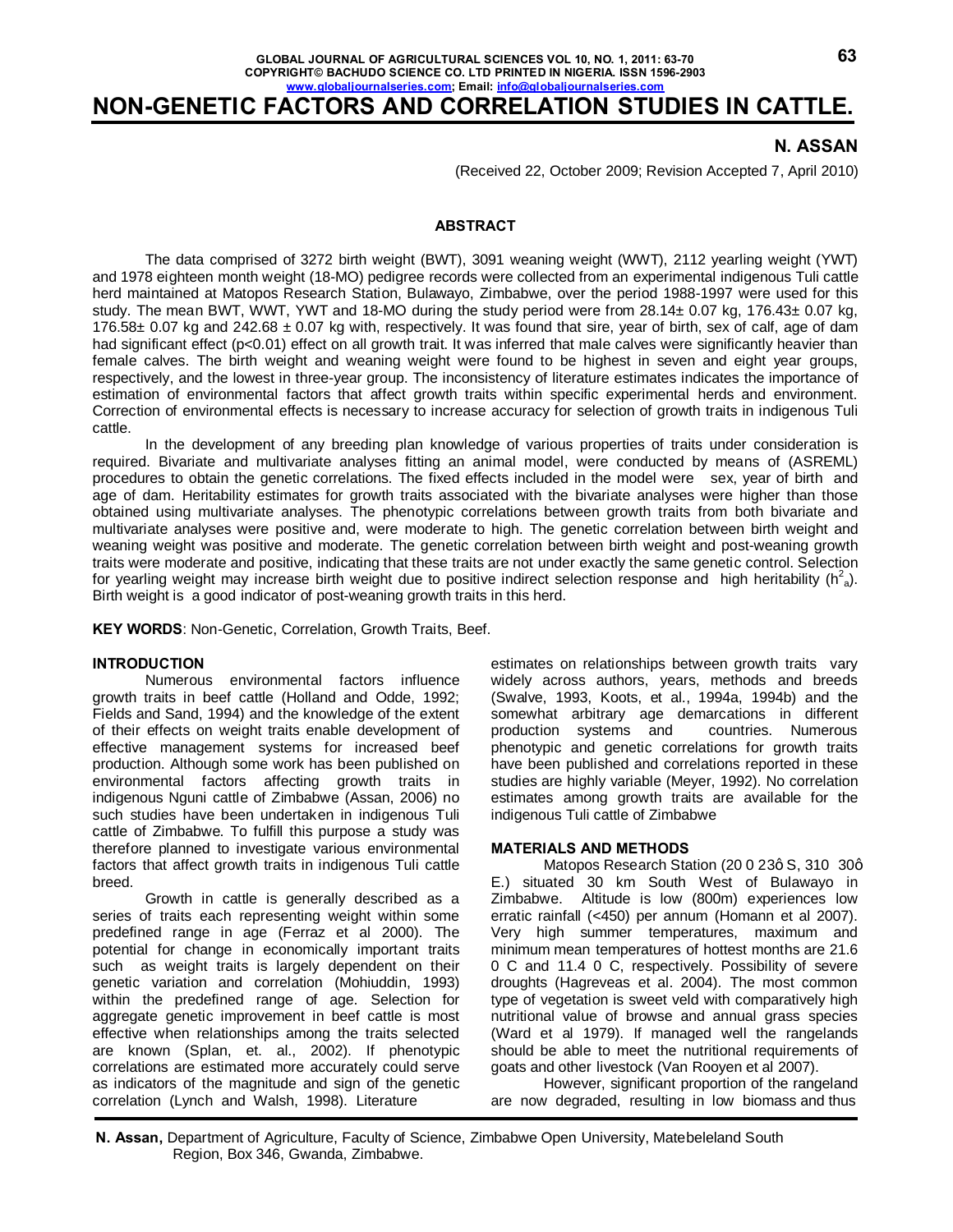# NON-GENETIC FACTORS AND CORRELATION STUDIES IN CATTLE.

**N. ASSAN**

(Received 22, October 2009; Revision Accepted 7, April 2010)

## ABSTRACT

The data comprised of 3272 birth weight (BWT), 3091 weaning weight (WWT), 2112 yearling weight (YWT) and 1978 eighteen month weight (18-MO) pedigree records were collected from an experimental indigenous Tuli cattle herd maintained at Matopos Research Station, Bulawayo, Zimbabwe, over the period 1988-1997 were used for this study. The mean BWT, WWT, YWT and 18-MO during the study period were from 28.14± 0.07 kg, 176.43± 0.07 kg, 176.58± 0.07 kg and 242.68 ± 0.07 kg with, respectively. It was found that sire, year of birth, sex of calf, age of dam had significant effect (p<0.01) effect on all growth trait. It was inferred that male calves were significantly heavier than female calves. The birth weight and weaning weight were found to be highest in seven and eight year groups, respectively, and the lowest in three-year group. The inconsistency of literature estimates indicates the importance of estimation of environmental factors that affect growth traits within specific experimental herds and environment. Correction of environmental effects is necessary to increase accuracy for selection of growth traits in indigenous Tuli cattle.

In the development of any breeding plan knowledge of various properties of traits under consideration is required. Bivariate and multivariate analyses fitting an animal model, were conducted by means of (ASREML) procedures to obtain the genetic correlations. The fixed effects included in the model were sex, year of birth and age of dam. Heritability estimates for growth traits associated with the bivariate analyses were higher than those obtained using multivariate analyses. The phenotypic correlations between growth traits from both bivariate and multivariate analyses were positive and, were moderate to high. The genetic correlation between birth weight and weaning weight was positive and moderate. The genetic correlation between birth weight and post-weaning growth traits were moderate and positive, indicating that these traits are not under exactly the same genetic control. Selection for yearling weight may increase birth weight due to positive indirect selection response and high heritability ($h^2_a$). Birth weight is a good indicator of post-weaning growth traits in this herd.

**KEY WORDS**: Non-Genetic, Correlation, Growth Traits, Beef.

## INTRODUCTION

Numerous environmental factors influence growth traits in beef cattle (Holland and Odde, 1992; Fields and Sand, 1994) and the knowledge of the extent of their effects on weight traits enable development of effective management systems for increased beef production. Although some work has been published on environmental factors affecting growth traits in indigenous Nguni cattle of Zimbabwe (Assan, 2006) no such studies have been undertaken in indigenous Tuli cattle of Zimbabwe. To fulfill this purpose a study was therefore planned to investigate various environmental factors that affect growth traits in indigenous Tuli cattle breed.

Growth in cattle is generally described as a series of traits each representing weight within some predefined range in age (Ferraz et al 2000). The potential for change in economically important traits such as weight traits is largely dependent on their genetic variation and correlation (Mohiuddin, 1993) within the predefined range of age. Selection for aggregate genetic improvement in beef cattle is most effective when relationships among the traits selected are known (Splan, et. al., 2002). If phenotypic correlations are estimated more accurately could serve as indicators of the magnitude and sign of the genetic correlation (Lynch and Walsh, 1998). Literature estimates on relationships between growth traits vary widely across authors, years, methods and breeds (Swalve, 1993, Koots, et al., 1994a, 1994b) and the somewhat arbitrary age demarcations in different production systems and countries. Numerous phenotypic and genetic correlations for growth traits have been published and correlations reported in these studies are highly variable (Meyer, 1992). No correlation estimates among growth traits are available for the indigenous Tuli cattle of Zimbabwe

## MATERIALS AND METHODS

Matopos Research Station (20 0 23ô S, 310 30ô E.) situated 30 km South West of Bulawayo in Zimbabwe. Altitude is low (800m) experiences low erratic rainfall (<450) per annum (Homann et al 2007). Very high summer temperatures, maximum and minimum mean temperatures of hottest months are 21.6 0 C and 11.4 0 C, respectively. Possibility of severe droughts (Hagreveas et al. 2004). The most common type of vegetation is sweet veld with comparatively high nutritional value of browse and annual grass species (Ward et al 1979). If managed well the rangelands should be able to meet the nutritional requirements of goats and other livestock (Van Rooyen et al 2007).

However, significant proportion of the rangeland are now degraded, resulting in low biomass and thus

**N. Assan,** Department of Agriculture, Faculty of Science, Zimbabwe Open University, Matebeleland South Region, Box 346, Gwanda, Zimbabwe.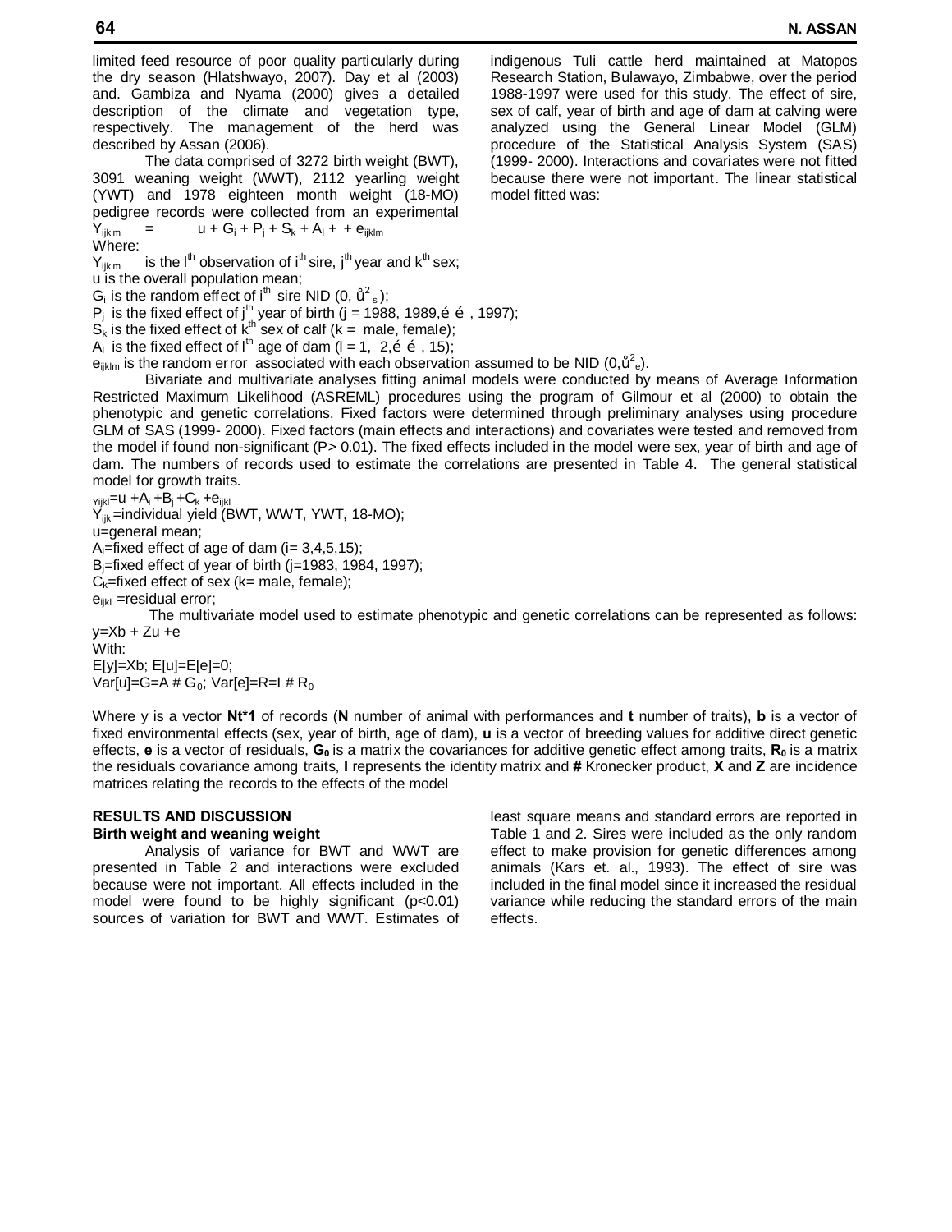limited feed resource of poor quality particularly during the dry season (Hlatshwayo, 2007). Day et al (2003) and. Gambiza and Nyama (2000) gives a detailed description of the climate and vegetation type, respectively. The management of the herd was described by Assan (2006).

The data comprised of 3272 birth weight (BWT), 3091 weaning weight (WWT), 2112 yearling weight (YWT) and 1978 eighteen month weight (18-MO) pedigree records were collected from an experimental indigenous Tuli cattle herd maintained at Matopos Research Station, Bulawayo, Zimbabwe, over the period 1988-1997 were used for this study. The effect of sire, sex of calf, year of birth and age of dam at calving were analyzed using the General Linear Model (GLM) procedure of the Statistical Analysis System (SAS) (1999- 2000). Interactions and covariates were not fitted because there were not important. The linear statistical model fitted was:

$Y_{ijklm} \quad = \qquad u + G_i + P_j + S_k + A_l + + e_{ijklm}$

Where:

$Y_{ijklm}$ is the $l^{th}$ observation of $i^{th}$ sire, $j^{th}$ year and $k^{th}$ sex;

u is the overall population mean;

$G_i$ is the random effect of $i^{th}$ sire NID (0, $ů^2{}_s$ );

$P_j$ is the fixed effect of $j^{th}$ year of birth (j = 1988, 1989,é é , 1997);

$S_k$ is the fixed effect of $k^{th}$ sex of calf (k = male, female);

$A_l$ is the fixed effect of $l^{th}$ age of dam (l = 1, 2,é é , 15);

$e_{ijklm}$ is the random error associated with each observation assumed to be NID (0,$ů^2{}_e$).

Bivariate and multivariate analyses fitting animal models were conducted by means of Average Information Restricted Maximum Likelihood (ASREML) procedures using the program of Gilmour et al (2000) to obtain the phenotypic and genetic correlations. Fixed factors were determined through preliminary analyses using procedure GLM of SAS (1999- 2000). Fixed factors (main effects and interactions) and covariates were tested and removed from the model if found non-significant (P> 0.01). The fixed effects included in the model were sex, year of birth and age of dam. The numbers of records used to estimate the correlations are presented in Table 4. The general statistical model for growth traits.

$_{Yijkl}$=u +$A_i$ +$B_j$ +$C_k$ +$e_{ijkl}$

$Y_{ijkl}$=individual yield (BWT, WWT, YWT, 18-MO);

u=general mean;

$A_i$=fixed effect of age of dam (i= 3,4,5,15);

$B_j$=fixed effect of year of birth (j=1983, 1984, 1997);

$C_k$=fixed effect of sex (k= male, female);

$e_{ijkl}$ =residual error;

The multivariate model used to estimate phenotypic and genetic correlations can be represented as follows:

y=Xb + Zu +e

With:

E[y]=Xb; E[u]=E[e]=0;

Var[u]=G=A # $G_0$; Var[e]=R=I # $R_0$

Where y is a vector **Nt*1** of records (**N** number of animal with performances and **t** number of traits), **b** is a vector of fixed environmental effects (sex, year of birth, age of dam), **u** is a vector of breeding values for additive direct genetic effects, **e** is a vector of residuals, $\mathbf{G_0}$ is a matrix the covariances for additive genetic effect among traits, $\mathbf{R_0}$ is a matrix the residuals covariance among traits, **I** represents the identity matrix and **#** Kronecker product, **X** and **Z** are incidence matrices relating the records to the effects of the model

## RESULTS AND DISCUSSION

### Birth weight and weaning weight

Analysis of variance for BWT and WWT are presented in Table 2 and interactions were excluded because were not important. All effects included in the model were found to be highly significant (p<0.01) sources of variation for BWT and WWT. Estimates of least square means and standard errors are reported in Table 1 and 2. Sires were included as the only random effect to make provision for genetic differences among animals (Kars et. al., 1993). The effect of sire was included in the final model since it increased the residual variance while reducing the standard errors of the main effects.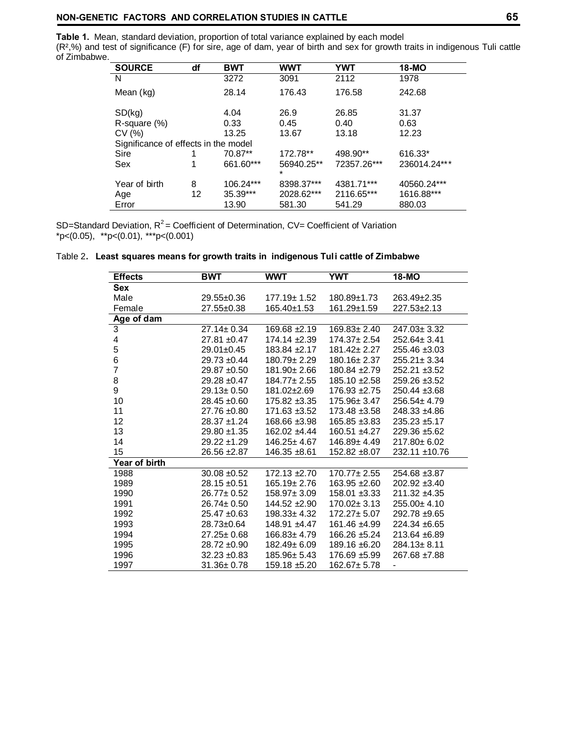**Table 1.** Mean, standard deviation, proportion of total variance explained by each model ($R^2$,%) and test of significance (F) for sire, age of dam, year of birth and sex for growth traits in indigenous Tuli cattle of Zimbabwe.

| SOURCE | df | BWT | WWT | YWT | 18-MO |
|---|---|---|---|---|---|
| N | | 3272 | 3091 | 2112 | 1978 |
| Mean (kg) | | 28.14 | 176.43 | 176.58 | 242.68 |
| SD(kg) | | 4.04 | 26.9 | 26.85 | 31.37 |
| R-square (%) | | 0.33 | 0.45 | 0.40 | 0.63 |
| CV (%) | | 13.25 | 13.67 | 13.18 | 12.23 |
| Significance of effects in the model | | | | | |
| Sire | 1 | 70.87** | 172.78** | 498.90** | 616.33* |
| Sex | 1 | 661.60*** | 56940.25*** | 72357.26*** | 236014.24*** |
| Year of birth | 8 | 106.24*** | 8398.37*** | 4381.71*** | 40560.24*** |
| Age | 12 | 35.39*** | 2028.62*** | 2116.65*** | 1616.88*** |
| Error | | 13.90 | 581.30 | 541.29 | 880.03 |

SD=Standard Deviation, $R^2$ = Coefficient of Determination, CV= Coefficient of Variation
*p<(0.05), **p<(0.01), ***p<(0.001)

Table 2. **Least squares means for growth traits in indigenous Tuli cattle of Zimbabwe**

| Effects | BWT | WWT | YWT | 18-MO |
|---|---|---|---|---|
| **Sex** | | | | |
| Male | 29.55±0.36 | 177.19± 1.52 | 180.89±1.73 | 263.49±2.35 |
| Female | 27.55±0.38 | 165.40±1.53 | 161.29±1.59 | 227.53±2.13 |
| **Age of dam** | | | | |
| 3 | 27.14± 0.34 | 169.68 ±2.19 | 169.83± 2.40 | 247.03± 3.32 |
| 4 | 27.81 ±0.47 | 174.14 ±2.39 | 174.37± 2.54 | 252.64± 3.41 |
| 5 | 29.01±0.45 | 183.84 ±2.17 | 181.42± 2.27 | 255.46 ±3.03 |
| 6 | 29.73 ±0.44 | 180.79± 2.29 | 180.16± 2.37 | 255.21± 3.34 |
| 7 | 29.87 ±0.50 | 181.90± 2.66 | 180.84 ±2.79 | 252.21 ±3.52 |
| 8 | 29.28 ±0.47 | 184.77± 2.55 | 185.10 ±2.58 | 259.26 ±3.52 |
| 9 | 29.13± 0.50 | 181.02±2.69 | 176.93 ±2.75 | 250.44 ±3.68 |
| 10 | 28.45 ±0.60 | 175.82 ±3.35 | 175.96± 3.47 | 256.54± 4.79 |
| 11 | 27.76 ±0.80 | 171.63 ±3.52 | 173.48 ±3.58 | 248.33 ±4.86 |
| 12 | 28.37 ±1.24 | 168.66 ±3.98 | 165.85 ±3.83 | 235.23 ±5.17 |
| 13 | 29.80 ±1.35 | 162.02 ±4.44 | 160.51 ±4.27 | 229.36 ±5.62 |
| 14 | 29.22 ±1.29 | 146.25± 4.67 | 146.89± 4.49 | 217.80± 6.02 |
| 15 | 26.56 ±2.87 | 146.35 ±8.61 | 152.82 ±8.07 | 232.11 ±10.76 |
| **Year of birth** | | | | |
| 1988 | 30.08 ±0.52 | 172.13 ±2.70 | 170.77± 2.55 | 254.68 ±3.87 |
| 1989 | 28.15 ±0.51 | 165.19± 2.76 | 163.95 ±2.60 | 202.92 ±3.40 |
| 1990 | 26.77± 0.52 | 158.97± 3.09 | 158.01 ±3.33 | 211.32 ±4.35 |
| 1991 | 26.74± 0.50 | 144.52 ±2.90 | 170.02± 3.13 | 255.00± 4.10 |
| 1992 | 25.47 ±0.63 | 198.33± 4.32 | 172.27± 5.07 | 292.78 ±9.65 |
| 1993 | 28.73±0.64 | 148.91 ±4.47 | 161.46 ±4.99 | 224.34 ±6.65 |
| 1994 | 27.25± 0.68 | 166.83± 4.79 | 166.26 ±5.24 | 213.64 ±6.89 |
| 1995 | 28.72 ±0.90 | 182.49± 6.09 | 189.16 ±6.20 | 284.13± 8.11 |
| 1996 | 32.23 ±0.83 | 185.96± 5.43 | 176.69 ±5.99 | 267.68 ±7.88 |
| 1997 | 31.36± 0.78 | 159.18 ±5.20 | 162.67± 5.78 | - |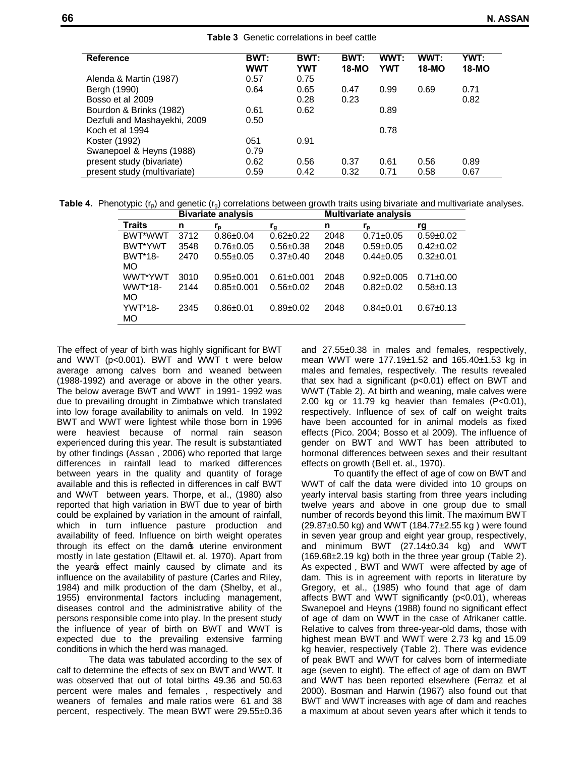**Table 3** Genetic correlations in beef cattle

| Reference | BWT: WWT | BWT: YWT | BWT: 18-MO | WWT: YWT | WWT: 18-MO | YWT: 18-MO |
|---|---|---|---|---|---|---|
| Alenda & Martin (1987) | 0.57 | 0.75 | | | | |
| Bergh (1990) | 0.64 | 0.65 | 0.47 | 0.99 | 0.69 | 0.71 |
| Bosso et al 2009 | | 0.28 | 0.23 | | | 0.82 |
| Bourdon & Brinks (1982) | 0.61 | 0.62 | | 0.89 | | |
| Dezfuli and Mashayekhi, 2009 | 0.50 | | | | | |
| Koch et al 1994 | | | | 0.78 | | |
| Koster (1992) | 051 | 0.91 | | | | |
| Swanepoel & Heyns (1988) | 0.79 | | | | | |
| present study (bivariate) | 0.62 | 0.56 | 0.37 | 0.61 | 0.56 | 0.89 |
| present study (multivariate) | 0.59 | 0.42 | 0.32 | 0.71 | 0.58 | 0.67 |

**Table 4.** Phenotypic ($r_p$) and genetic ($r_g$) correlations between growth traits using bivariate and multivariate analyses.

| | Bivariate analysis | | | Multivariate analysis | | |
|---|---|---|---|---|---|---|
| **Traits** | **n** | $r_p$ | $r_g$ | **n** | $r_p$ | **rg** |
| BWT*WWT | 3712 | 0.86±0.04 | 0.62±0.22 | 2048 | 0.71±0.05 | 0.59±0.02 |
| BWT*YWT | 3548 | 0.76±0.05 | 0.56±0.38 | 2048 | 0.59±0.05 | 0.42±0.02 |
| BWT*18-MO | 2470 | 0.55±0.05 | 0.37±0.40 | 2048 | 0.44±0.05 | 0.32±0.01 |
| WWT*YWT | 3010 | 0.95±0.001 | 0.61±0.001 | 2048 | 0.92±0.005 | 0.71±0.00 |
| WWT*18-MO | 2144 | 0.85±0.001 | 0.56±0.02 | 2048 | 0.82±0.02 | 0.58±0.13 |
| YWT*18-MO | 2345 | 0.86±0.01 | 0.89±0.02 | 2048 | 0.84±0.01 | 0.67±0.13 |

The effect of year of birth was highly significant for BWT and WWT (p<0.001). BWT and WWT t were below average among calves born and weaned between (1988-1992) and average or above in the other years. The below average BWT and WWT in 1991- 1992 was due to prevailing drought in Zimbabwe which translated into low forage availability to animals on veld. In 1992 BWT and WWT were lightest while those born in 1996 were heaviest because of normal rain season experienced during this year. The result is substantiated by other findings (Assan , 2006) who reported that large differences in rainfall lead to marked differences between years in the quality and quantity of forage available and this is reflected in differences in calf BWT and WWT between years. Thorpe, et al., (1980) also reported that high variation in BWT due to year of birth could be explained by variation in the amount of rainfall, which in turn influence pasture production and availability of feed. Influence on birth weight operates through its effect on the dam's uterine environment mostly in late gestation (Eltawil et. al. 1970). Apart from the year's effect mainly caused by climate and its influence on the availability of pasture (Carles and Riley, 1984) and milk production of the dam (Shelby, et al., 1955) environmental factors including management, diseases control and the administrative ability of the persons responsible come into play. In the present study the influence of year of birth on BWT and WWT is expected due to the prevailing extensive farming conditions in which the herd was managed.

The data was tabulated according to the sex of calf to determine the effects of sex on BWT and WWT. It was observed that out of total births 49.36 and 50.63 percent were males and females , respectively and weaners of females and male ratios were 61 and 38 percent, respectively. The mean BWT were 29.55±0.36 and 27.55±0.38 in males and females, respectively, mean WWT were 177.19±1.52 and 165.40±1.53 kg in males and females, respectively. The results revealed that sex had a significant (p<0.01) effect on BWT and WWT (Table 2). At birth and weaning, male calves were 2.00 kg or 11.79 kg heavier than females (P<0.01), respectively. Influence of sex of calf on weight traits have been accounted for in animal models as fixed effects (Pico. 2004; Bosso et al 2009). The influence of gender on BWT and WWT has been attributed to hormonal differences between sexes and their resultant effects on growth (Bell et. al., 1970).

To quantify the effect of age of cow on BWT and WWT of calf the data were divided into 10 groups on yearly interval basis starting from three years including twelve years and above in one group due to small number of records beyond this limit. The maximum BWT (29.87±0.50 kg) and WWT (184.77±2.55 kg ) were found in seven year group and eight year group, respectively, and minimum BWT (27.14±0.34 kg) and WWT (169.68±2.19 kg) both in the three year group (Table 2). As expected , BWT and WWT were affected by age of dam. This is in agreement with reports in literature by Gregory, et al., (1985) who found that age of dam affects BWT and WWT significantly (p<0.01), whereas Swanepoel and Heyns (1988) found no significant effect of age of dam on WWT in the case of Afrikaner cattle. Relative to calves from three-year-old dams, those with highest mean BWT and WWT were 2.73 kg and 15.09 kg heavier, respectively (Table 2). There was evidence of peak BWT and WWT for calves born of intermediate age (seven to eight). The effect of age of dam on BWT and WWT has been reported elsewhere (Ferraz et al 2000). Bosman and Harwin (1967) also found out that BWT and WWT increases with age of dam and reaches a maximum at about seven years after which it tends to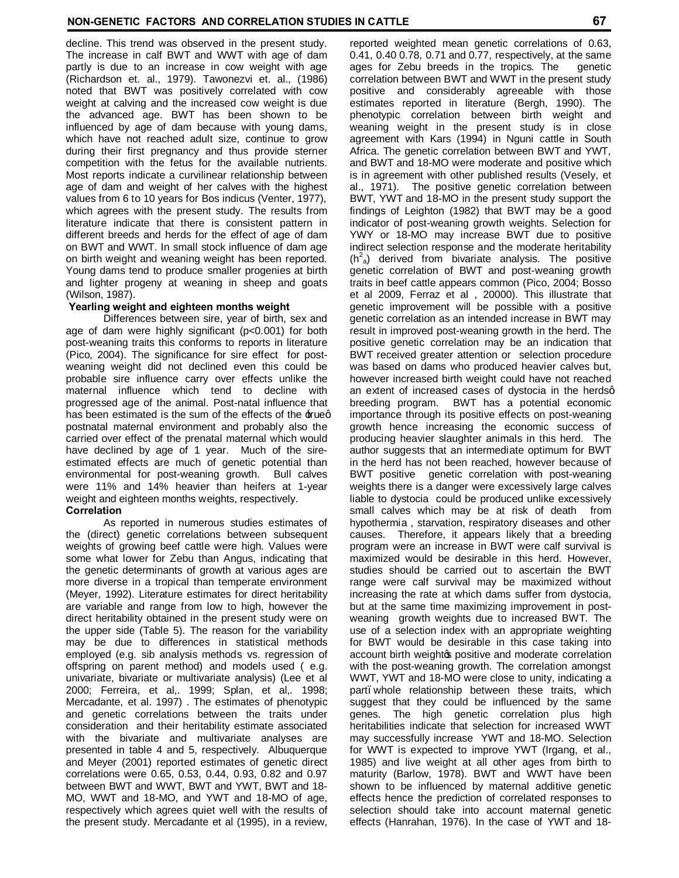decline. This trend was observed in the present study. The increase in calf BWT and WWT with age of dam partly is due to an increase in cow weight with age (Richardson et. al., 1979). Tawonezvi et. al., (1986) noted that BWT was positively correlated with cow weight at calving and the increased cow weight is due the advanced age. BWT has been shown to be influenced by age of dam because with young dams, which have not reached adult size, continue to grow during their first pregnancy and thus provide sterner competition with the fetus for the available nutrients. Most reports indicate a curvilinear relationship between age of dam and weight of her calves with the highest values from 6 to 10 years for Bos indicus (Venter, 1977), which agrees with the present study. The results from literature indicate that there is consistent pattern in different breeds and herds for the effect of age of dam on BWT and WWT. In small stock influence of dam age on birth weight and weaning weight has been reported. Young dams tend to produce smaller progenies at birth and lighter progeny at weaning in sheep and goats (Wilson, 1987).

**Yearling weight and eighteen months weight**

Differences between sire, year of birth, sex and age of dam were highly significant ($p<0.001$) for both post-weaning traits this conforms to reports in literature (Pico, 2004). The significance for sire effect for post-weaning weight did not declined even this could be probable sire influence carry over effects unlike the maternal influence which tend to decline with progressed age of the animal. Post-natal influence that has been estimated is the sum of the effects of the 'true' postnatal maternal environment and probably also the carried over effect of the prenatal maternal which would have declined by age of 1 year. Much of the sire-estimated effects are much of genetic potential than environmental for post-weaning growth. Bull calves were 11% and 14% heavier than heifers at 1-year weight and eighteen months weights, respectively.

**Correlation**

As reported in numerous studies estimates of the (direct) genetic correlations between subsequent weights of growing beef cattle were high. Values were some what lower for Zebu than Angus, indicating that the genetic determinants of growth at various ages are more diverse in a tropical than temperate environment (Meyer, 1992). Literature estimates for direct heritability are variable and range from low to high, however the direct heritability obtained in the present study were on the upper side (Table 5). The reason for the variability may be due to differences in statistical methods employed (e.g. sib analysis methods vs. regression of offspring on parent method) and models used ( e.g. univariate, bivariate or multivariate analysis) (Lee et al 2000; Ferreira, et al,. 1999; Splan, et al,. 1998; Mercadante, et al. 1997) . The estimates of phenotypic and genetic correlations between the traits under consideration and their heritability estimate associated with the bivariate and multivariate analyses are presented in table 4 and 5, respectively. Albuquerque and Meyer (2001) reported estimates of genetic direct correlations were 0.65, 0.53, 0.44, 0.93, 0.82 and 0.97 between BWT and WWT, BWT and YWT, BWT and 18-MO, WWT and 18-MO, and YWT and 18-MO of age, respectively which agrees quiet well with the results of the present study. Mercadante et al (1995), in a review, reported weighted mean genetic correlations of 0.63, 0.41, 0.40 0.78, 0.71 and 0.77, respectively, at the same ages for Zebu breeds in the tropics. The genetic correlation between BWT and WWT in the present study positive and considerably agreeable with those estimates reported in literature (Bergh, 1990). The phenotypic correlation between birth weight and weaning weight in the present study is in close agreement with Kars (1994) in Nguni cattle in South Africa. The genetic correlation between BWT and YWT, and BWT and 18-MO were moderate and positive which is in agreement with other published results (Vesely, et al., 1971). The positive genetic correlation between BWT, YWT and 18-MO in the present study support the findings of Leighton (1982) that BWT may be a good indicator of post-weaning growth weights. Selection for YWY or 18-MO may increase BWT due to positive indirect selection response and the moderate heritability ($h^2_a$) derived from bivariate analysis. The positive genetic correlation of BWT and post-weaning growth traits in beef cattle appears common (Pico, 2004; Bosso et al 2009, Ferraz et al , 20000). This illustrate that genetic improvement will be possible with a positive genetic correlation as an intended increase in BWT may result in improved post-weaning growth in the herd. The positive genetic correlation may be an indication that BWT received greater attention or selection procedure was based on dams who produced heavier calves but, however increased birth weight could have not reached an extent of increased cases of dystocia in the herds' breeding program. BWT has a potential economic importance through its positive effects on post-weaning growth hence increasing the economic success of producing heavier slaughter animals in this herd. The author suggests that an intermediate optimum for BWT in the herd has not been reached, however because of BWT positive genetic correlation with post-weaning weights there is a danger were excessively large calves liable to dystocia could be produced unlike excessively small calves which may be at risk of death from hypothermia , starvation, respiratory diseases and other causes. Therefore, it appears likely that a breeding program were an increase in BWT were calf survival is maximized would be desirable in this herd. However, studies should be carried out to ascertain the BWT range were calf survival may be maximized without increasing the rate at which dams suffer from dystocia, but at the same time maximizing improvement in post-weaning growth weights due to increased BWT. The use of a selection index with an appropriate weighting for BWT would be desirable in this case taking into account birth weight's positive and moderate correlation with the post-weaning growth. The correlation amongst WWT, YWT and 18-MO were close to unity, indicating a part–whole relationship between these traits, which suggest that they could be influenced by the same genes. The high genetic correlation plus high heritabilities indicate that selection for increased WWT may successfully increase YWT and 18-MO. Selection for WWT is expected to improve YWT (Irgang, et al., 1985) and live weight at all other ages from birth to maturity (Barlow, 1978). BWT and WWT have been shown to be influenced by maternal additive genetic effects hence the prediction of correlated responses to selection should take into account maternal genetic effects (Hanrahan, 1976). In the case of YWT and 18-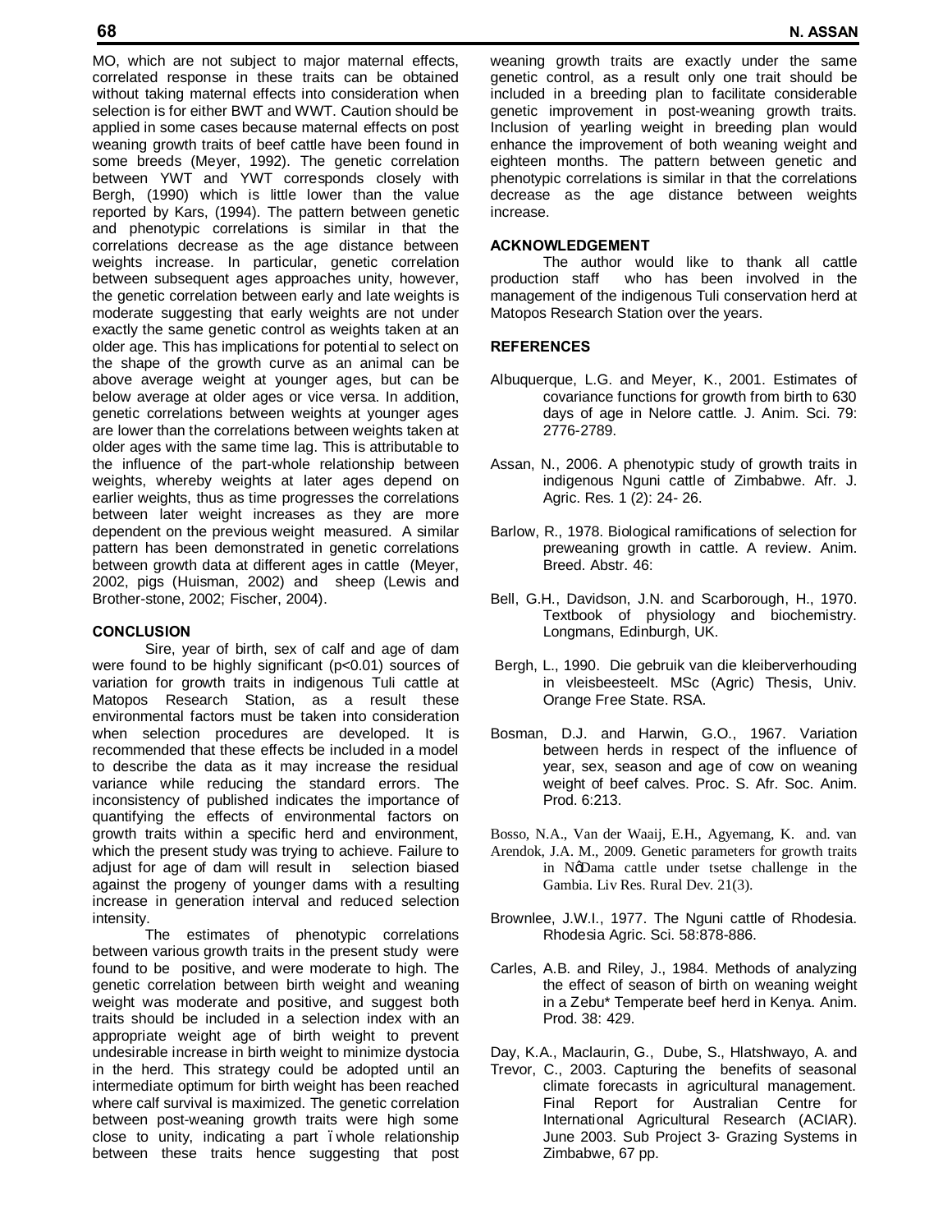MO, which are not subject to major maternal effects, correlated response in these traits can be obtained without taking maternal effects into consideration when selection is for either BWT and WWT. Caution should be applied in some cases because maternal effects on post weaning growth traits of beef cattle have been found in some breeds (Meyer, 1992). The genetic correlation between YWT and YWT corresponds closely with Bergh, (1990) which is little lower than the value reported by Kars, (1994). The pattern between genetic and phenotypic correlations is similar in that the correlations decrease as the age distance between weights increase. In particular, genetic correlation between subsequent ages approaches unity, however, the genetic correlation between early and late weights is moderate suggesting that early weights are not under exactly the same genetic control as weights taken at an older age. This has implications for potential to select on the shape of the growth curve as an animal can be above average weight at younger ages, but can be below average at older ages or vice versa. In addition, genetic correlations between weights at younger ages are lower than the correlations between weights taken at older ages with the same time lag. This is attributable to the influence of the part-whole relationship between weights, whereby weights at later ages depend on earlier weights, thus as time progresses the correlations between later weight increases as they are more dependent on the previous weight measured. A similar pattern has been demonstrated in genetic correlations between growth data at different ages in cattle (Meyer, 2002, pigs (Huisman, 2002) and sheep (Lewis and Brother-stone, 2002; Fischer, 2004).

## CONCLUSION

Sire, year of birth, sex of calf and age of dam were found to be highly significant ($p<0.01$) sources of variation for growth traits in indigenous Tuli cattle at Matopos Research Station, as a result these environmental factors must be taken into consideration when selection procedures are developed. It is recommended that these effects be included in a model to describe the data as it may increase the residual variance while reducing the standard errors. The inconsistency of published indicates the importance of quantifying the effects of environmental factors on growth traits within a specific herd and environment, which the present study was trying to achieve. Failure to adjust for age of dam will result in selection biased against the progeny of younger dams with a resulting increase in generation interval and reduced selection intensity.

The estimates of phenotypic correlations between various growth traits in the present study were found to be positive, and were moderate to high. The genetic correlation between birth weight and weaning weight was moderate and positive, and suggest both traits should be included in a selection index with an appropriate weight age of birth weight to prevent undesirable increase in birth weight to minimize dystocia in the herd. This strategy could be adopted until an intermediate optimum for birth weight has been reached where calf survival is maximized. The genetic correlation between post-weaning growth traits were high some close to unity, indicating a part –whole relationship between these traits hence suggesting that post weaning growth traits are exactly under the same genetic control, as a result only one trait should be included in a breeding plan to facilitate considerable genetic improvement in post-weaning growth traits. Inclusion of yearling weight in breeding plan would enhance the improvement of both weaning weight and eighteen months. The pattern between genetic and phenotypic correlations is similar in that the correlations decrease as the age distance between weights increase.

## ACKNOWLEDGEMENT

The author would like to thank all cattle production staff who has been involved in the management of the indigenous Tuli conservation herd at Matopos Research Station over the years.

## REFERENCES

Albuquerque, L.G. and Meyer, K., 2001. Estimates of covariance functions for growth from birth to 630 days of age in Nelore cattle. J. Anim. Sci. 79: 2776-2789.

Assan, N., 2006. A phenotypic study of growth traits in indigenous Nguni cattle of Zimbabwe. Afr. J. Agric. Res. 1 (2): 24- 26.

Barlow, R., 1978. Biological ramifications of selection for preweaning growth in cattle. A review. Anim. Breed. Abstr. 46:

Bell, G.H., Davidson, J.N. and Scarborough, H., 1970. Textbook of physiology and biochemistry. Longmans, Edinburgh, UK.

Bergh, L., 1990. Die gebruik van die kleiberverhouding in vleisbeesteelt. MSc (Agric) Thesis, Univ. Orange Free State. RSA.

Bosman, D.J. and Harwin, G.O., 1967. Variation between herds in respect of the influence of year, sex, season and age of cow on weaning weight of beef calves. Proc. S. Afr. Soc. Anim. Prod. 6:213.

Bosso, N.A., Van der Waaij, E.H., Agyemang, K. and. van Arendok, J.A. M., 2009. Genetic parameters for growth traits in N'Dama cattle under tsetse challenge in the Gambia. Liv Res. Rural Dev. 21(3).

Brownlee, J.W.I., 1977. The Nguni cattle of Rhodesia. Rhodesia Agric. Sci. 58:878-886.

Carles, A.B. and Riley, J., 1984. Methods of analyzing the effect of season of birth on weaning weight in a Zebu* Temperate beef herd in Kenya. Anim. Prod. 38: 429.

Day, K.A., Maclaurin, G., Dube, S., Hlatshwayo, A. and Trevor, C., 2003. Capturing the benefits of seasonal climate forecasts in agricultural management. Final Report for Australian Centre for International Agricultural Research (ACIAR). June 2003. Sub Project 3- Grazing Systems in Zimbabwe, 67 pp.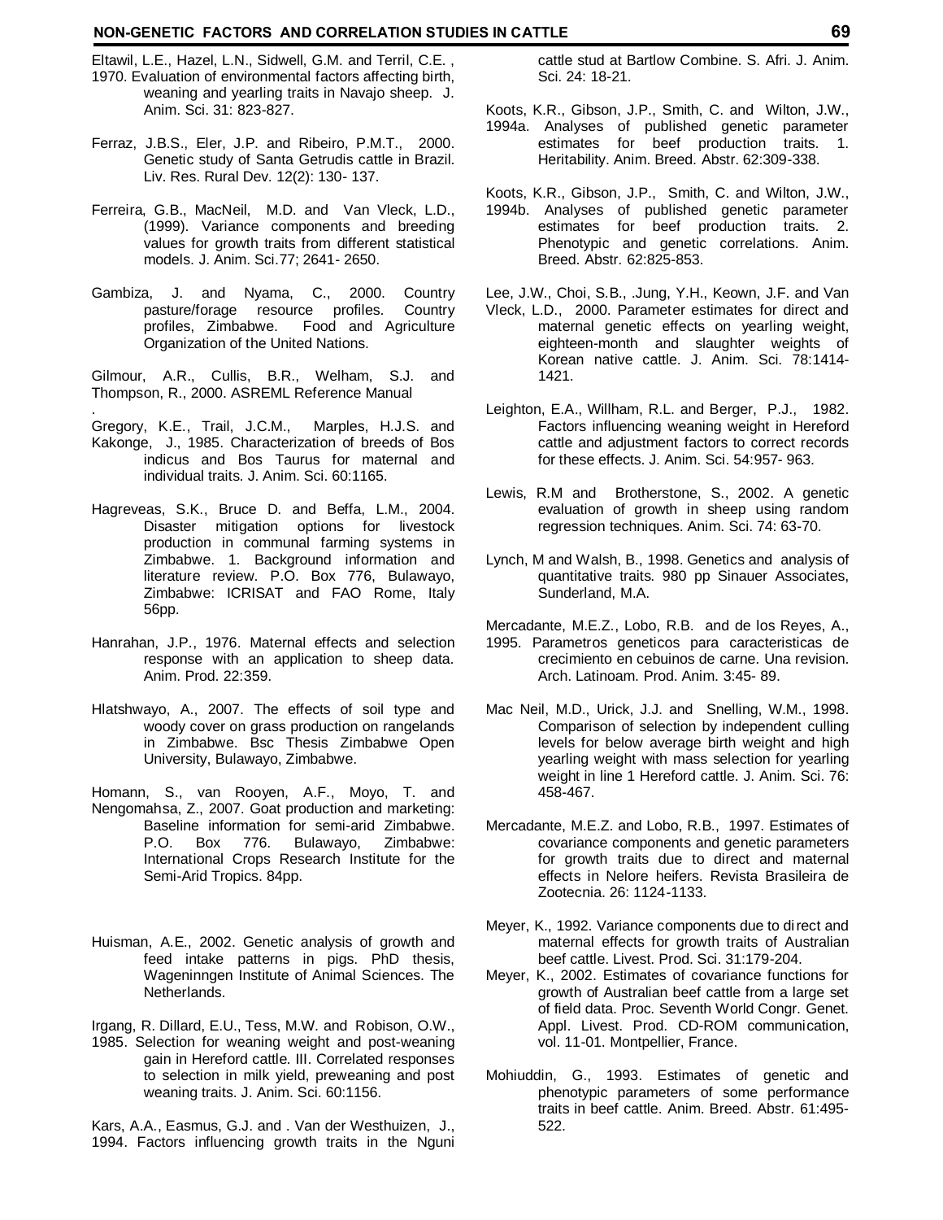Eltawil, L.E., Hazel, L.N., Sidwell, G.M. and Terril, C.E. , 1970. Evaluation of environmental factors affecting birth, weaning and yearling traits in Navajo sheep. J. Anim. Sci. 31: 823-827.

Ferraz, J.B.S., Eler, J.P. and Ribeiro, P.M.T., 2000. Genetic study of Santa Getrudis cattle in Brazil. Liv. Res. Rural Dev. 12(2): 130- 137.

Ferreira, G.B., MacNeil, M.D. and Van Vleck, L.D., (1999). Variance components and breeding values for growth traits from different statistical models. J. Anim. Sci.77; 2641- 2650.

Gambiza, J. and Nyama, C., 2000. Country pasture/forage resource profiles. Country profiles, Zimbabwe. Food and Agriculture Organization of the United Nations.

Gilmour, A.R., Cullis, B.R., Welham, S.J. and Thompson, R., 2000. ASREML Reference Manual

.

Gregory, K.E., Trail, J.C.M., Marples, H.J.S. and Kakonge, J., 1985. Characterization of breeds of Bos indicus and Bos Taurus for maternal and individual traits. J. Anim. Sci. 60:1165.

Hagreveas, S.K., Bruce D. and Beffa, L.M., 2004. Disaster mitigation options for livestock production in communal farming systems in Zimbabwe. 1. Background information and literature review. P.O. Box 776, Bulawayo, Zimbabwe: ICRISAT and FAO Rome, Italy 56pp.

Hanrahan, J.P., 1976. Maternal effects and selection response with an application to sheep data. Anim. Prod. 22:359.

Hlatshwayo, A., 2007. The effects of soil type and woody cover on grass production on rangelands in Zimbabwe. Bsc Thesis Zimbabwe Open University, Bulawayo, Zimbabwe.

Homann, S., van Rooyen, A.F., Moyo, T. and Nengomahsa, Z., 2007. Goat production and marketing: Baseline information for semi-arid Zimbabwe. P.O. Box 776. Bulawayo, Zimbabwe: International Crops Research Institute for the Semi-Arid Tropics. 84pp.

Huisman, A.E., 2002. Genetic analysis of growth and feed intake patterns in pigs. PhD thesis, Wageninngen Institute of Animal Sciences. The Netherlands.

Irgang, R. Dillard, E.U., Tess, M.W. and Robison, O.W., 1985. Selection for weaning weight and post-weaning gain in Hereford cattle. III. Correlated responses to selection in milk yield, preweaning and post weaning traits. J. Anim. Sci. 60:1156.

Kars, A.A., Easmus, G.J. and . Van der Westhuizen, J., 1994. Factors influencing growth traits in the Nguni cattle stud at Bartlow Combine. S. Afri. J. Anim. Sci. 24: 18-21.

Koots, K.R., Gibson, J.P., Smith, C. and Wilton, J.W., 1994a. Analyses of published genetic parameter estimates for beef production traits. 1. Heritability. Anim. Breed. Abstr. 62:309-338.

Koots, K.R., Gibson, J.P., Smith, C. and Wilton, J.W., 1994b. Analyses of published genetic parameter estimates for beef production traits. 2. Phenotypic and genetic correlations. Anim. Breed. Abstr. 62:825-853.

Lee, J.W., Choi, S.B., .Jung, Y.H., Keown, J.F. and Van Vleck, L.D., 2000. Parameter estimates for direct and maternal genetic effects on yearling weight, eighteen-month and slaughter weights of Korean native cattle. J. Anim. Sci. 78:1414-1421.

Leighton, E.A., Willham, R.L. and Berger, P.J., 1982. Factors influencing weaning weight in Hereford cattle and adjustment factors to correct records for these effects. J. Anim. Sci. 54:957- 963.

Lewis, R.M and Brotherstone, S., 2002. A genetic evaluation of growth in sheep using random regression techniques. Anim. Sci. 74: 63-70.

Lynch, M and Walsh, B., 1998. Genetics and analysis of quantitative traits. 980 pp Sinauer Associates, Sunderland, M.A.

Mercadante, M.E.Z., Lobo, R.B. and de los Reyes, A., 1995. Parametros geneticos para caracteristicas de crecimiento en cebuinos de carne. Una revision. Arch. Latinoam. Prod. Anim. 3:45- 89.

Mac Neil, M.D., Urick, J.J. and Snelling, W.M., 1998. Comparison of selection by independent culling levels for below average birth weight and high yearling weight with mass selection for yearling weight in line 1 Hereford cattle. J. Anim. Sci. 76: 458-467.

Mercadante, M.E.Z. and Lobo, R.B., 1997. Estimates of covariance components and genetic parameters for growth traits due to direct and maternal effects in Nelore heifers. Revista Brasileira de Zootecnia. 26: 1124-1133.

Meyer, K., 1992. Variance components due to direct and maternal effects for growth traits of Australian beef cattle. Livest. Prod. Sci. 31:179-204.

Meyer, K., 2002. Estimates of covariance functions for growth of Australian beef cattle from a large set of field data. Proc. Seventh World Congr. Genet. Appl. Livest. Prod. CD-ROM communication, vol. 11-01. Montpellier, France.

Mohiuddin, G., 1993. Estimates of genetic and phenotypic parameters of some performance traits in beef cattle. Anim. Breed. Abstr. 61:495-522.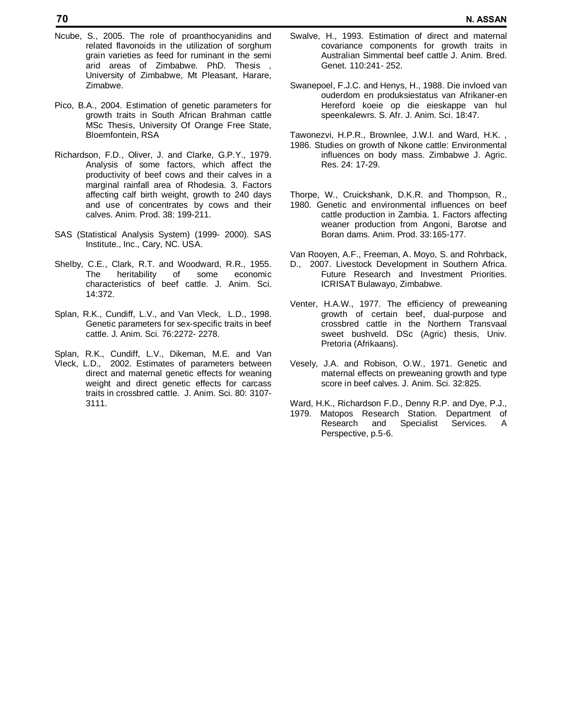Ncube, S., 2005. The role of proanthocyanidins and related flavonoids in the utilization of sorghum grain varieties as feed for ruminant in the semi arid areas of Zimbabwe. PhD. Thesis , University of Zimbabwe, Mt Pleasant, Harare, Zimabwe.

Pico, B.A., 2004. Estimation of genetic parameters for growth traits in South African Brahman cattle MSc Thesis, University Of Orange Free State, Bloemfontein, RSA

Richardson, F.D., Oliver, J. and Clarke, G.P.Y., 1979. Analysis of some factors, which affect the productivity of beef cows and their calves in a marginal rainfall area of Rhodesia. 3. Factors affecting calf birth weight, growth to 240 days and use of concentrates by cows and their calves. Anim. Prod. 38: 199-211.

SAS (Statistical Analysis System) (1999- 2000). SAS Institute., Inc., Cary, NC. USA.

Shelby, C.E., Clark, R.T. and Woodward, R.R., 1955. The heritability of some economic characteristics of beef cattle. J. Anim. Sci. 14:372.

Splan, R.K., Cundiff, L.V., and Van Vleck, L.D., 1998. Genetic parameters for sex-specific traits in beef cattle. J. Anim. Sci. 76:2272- 2278.

Splan, R.K., Cundiff, L.V., Dikeman, M.E. and Van Vleck, L.D., 2002. Estimates of parameters between direct and maternal genetic effects for weaning weight and direct genetic effects for carcass traits in crossbred cattle. J. Anim. Sci. 80: 3107-3111.

Swalve, H., 1993. Estimation of direct and maternal covariance components for growth traits in Australian Simmental beef cattle J. Anim. Bred. Genet. 110:241- 252.

Swanepoel, F.J.C. and Henys, H., 1988. Die invloed van ouderdom en produksiestatus van Afrikaner-en Hereford koeie op die eieskappe van hul speenkalewrs. S. Afr. J. Anim. Sci. 18:47.

Tawonezvi, H.P.R., Brownlee, J.W.I. and Ward, H.K. , 1986. Studies on growth of Nkone cattle: Environmental influences on body mass. Zimbabwe J. Agric. Res. 24: 17-29.

Thorpe, W., Cruickshank, D.K.R. and Thompson, R., 1980. Genetic and environmental influences on beef cattle production in Zambia. 1. Factors affecting weaner production from Angoni, Barotse and Boran dams. Anim. Prod. 33:165-177.

Van Rooyen, A.F., Freeman, A. Moyo, S. and Rohrback, D., 2007. Livestock Development in Southern Africa. Future Research and Investment Priorities. ICRISAT Bulawayo, Zimbabwe.

Venter, H.A.W., 1977. The efficiency of preweaning growth of certain beef, dual-purpose and crossbred cattle in the Northern Transvaal sweet bushveld. DSc (Agric) thesis, Univ. Pretoria (Afrikaans).

Vesely, J.A. and Robison, O.W., 1971. Genetic and maternal effects on preweaning growth and type score in beef calves. J. Anim. Sci. 32:825.

Ward, H.K., Richardson F.D., Denny R.P. and Dye, P.J., 1979. Matopos Research Station. Department of Research and Specialist Services. A Perspective, p.5-6.